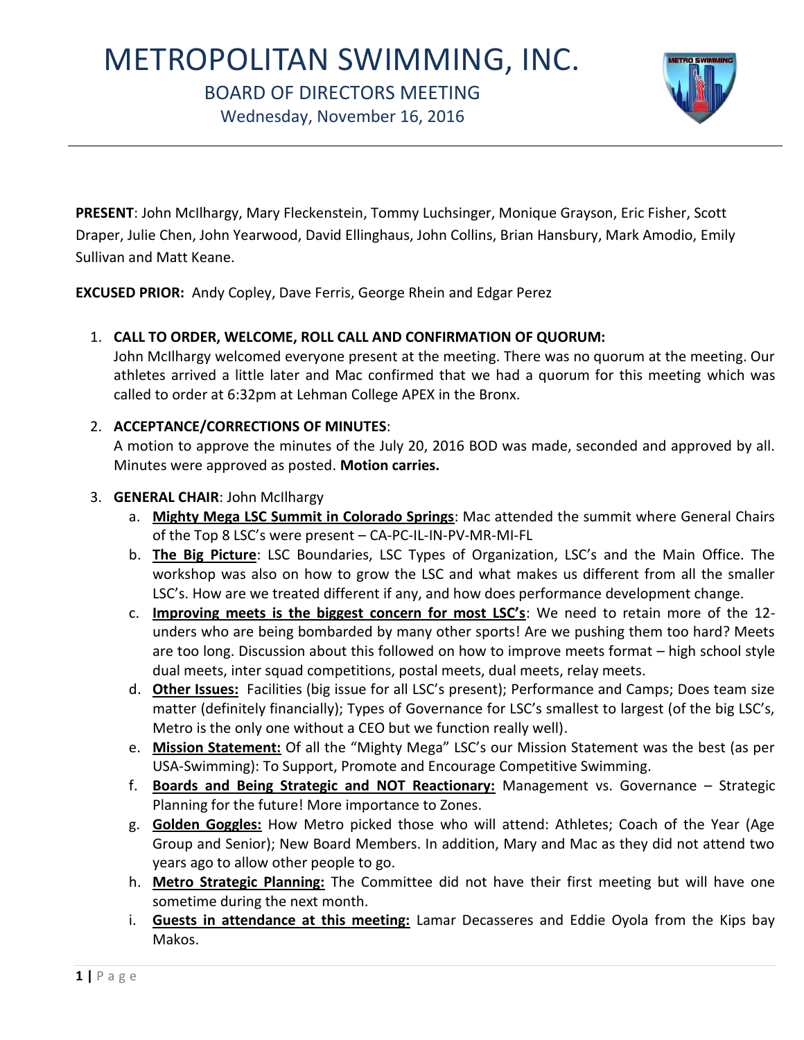# METROPOLITAN SWIMMING, INC.

## BOARD OF DIRECTORS MEETING

Wednesday, November 16, 2016

**PRESENT**: John McIlhargy, Mary Fleckenstein, Tommy Luchsinger, Monique Grayson, Eric Fisher, Scott Draper, Julie Chen, John Yearwood, David Ellinghaus, John Collins, Brian Hansbury, Mark Amodio, Emily Sullivan and Matt Keane.

**EXCUSED PRIOR:** Andy Copley, Dave Ferris, George Rhein and Edgar Perez

1. **CALL TO ORDER, WELCOME, ROLL CALL AND CONFIRMATION OF QUORUM:**
   John McIlhargy welcomed everyone present at the meeting. There was no quorum at the meeting. Our athletes arrived a little later and Mac confirmed that we had a quorum for this meeting which was called to order at 6:32pm at Lehman College APEX in the Bronx.

2. **ACCEPTANCE/CORRECTIONS OF MINUTES**:
   A motion to approve the minutes of the July 20, 2016 BOD was made, seconded and approved by all. Minutes were approved as posted. **Motion carries.**

3. **GENERAL CHAIR**: John McIlhargy
   a. **Mighty Mega LSC Summit in Colorado Springs**: Mac attended the summit where General Chairs of the Top 8 LSC's were present – CA-PC-IL-IN-PV-MR-MI-FL
   b. **The Big Picture**: LSC Boundaries, LSC Types of Organization, LSC's and the Main Office. The workshop was also on how to grow the LSC and what makes us different from all the smaller LSC's. How are we treated different if any, and how does performance development change.
   c. **Improving meets is the biggest concern for most LSC's**: We need to retain more of the 12-unders who are being bombarded by many other sports! Are we pushing them too hard? Meets are too long. Discussion about this followed on how to improve meets format – high school style dual meets, inter squad competitions, postal meets, dual meets, relay meets.
   d. **Other Issues:** Facilities (big issue for all LSC's present); Performance and Camps; Does team size matter (definitely financially); Types of Governance for LSC's smallest to largest (of the big LSC's, Metro is the only one without a CEO but we function really well).
   e. **Mission Statement:** Of all the "Mighty Mega" LSC's our Mission Statement was the best (as per USA-Swimming): To Support, Promote and Encourage Competitive Swimming.
   f. **Boards and Being Strategic and NOT Reactionary:** Management vs. Governance – Strategic Planning for the future! More importance to Zones.
   g. **Golden Goggles:** How Metro picked those who will attend: Athletes; Coach of the Year (Age Group and Senior); New Board Members. In addition, Mary and Mac as they did not attend two years ago to allow other people to go.
   h. **Metro Strategic Planning:** The Committee did not have their first meeting but will have one sometime during the next month.
   i. **Guests in attendance at this meeting:** Lamar Decasseres and Eddie Oyola from the Kips bay Makos.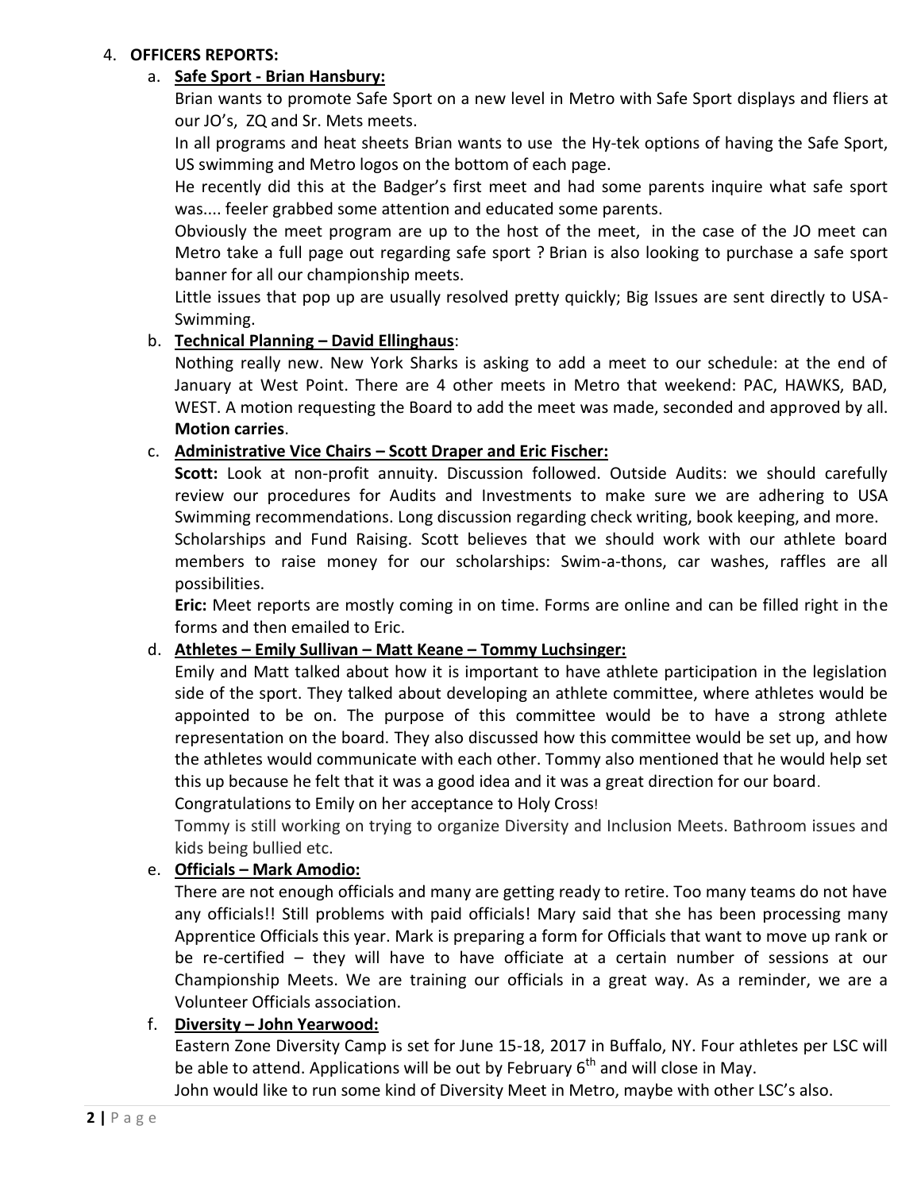4. **OFFICERS REPORTS:**

   a. **Safe Sport - Brian Hansbury:**

      Brian wants to promote Safe Sport on a new level in Metro with Safe Sport displays and fliers at our JO's, ZQ and Sr. Mets meets.

      In all programs and heat sheets Brian wants to use the Hy-tek options of having the Safe Sport, US swimming and Metro logos on the bottom of each page.

      He recently did this at the Badger's first meet and had some parents inquire what safe sport was.... feeler grabbed some attention and educated some parents.

      Obviously the meet program are up to the host of the meet, in the case of the JO meet can Metro take a full page out regarding safe sport ? Brian is also looking to purchase a safe sport banner for all our championship meets.

      Little issues that pop up are usually resolved pretty quickly; Big Issues are sent directly to USA-Swimming.

   b. **Technical Planning – David Ellinghaus**:

      Nothing really new. New York Sharks is asking to add a meet to our schedule: at the end of January at West Point. There are 4 other meets in Metro that weekend: PAC, HAWKS, BAD, WEST. A motion requesting the Board to add the meet was made, seconded and approved by all. **Motion carries**.

   c. **Administrative Vice Chairs – Scott Draper and Eric Fischer:**

      **Scott:** Look at non-profit annuity. Discussion followed. Outside Audits: we should carefully review our procedures for Audits and Investments to make sure we are adhering to USA Swimming recommendations. Long discussion regarding check writing, book keeping, and more.

      Scholarships and Fund Raising. Scott believes that we should work with our athlete board members to raise money for our scholarships: Swim-a-thons, car washes, raffles are all possibilities.

      **Eric:** Meet reports are mostly coming in on time. Forms are online and can be filled right in the forms and then emailed to Eric.

   d. **Athletes – Emily Sullivan – Matt Keane – Tommy Luchsinger:**

      Emily and Matt talked about how it is important to have athlete participation in the legislation side of the sport. They talked about developing an athlete committee, where athletes would be appointed to be on. The purpose of this committee would be to have a strong athlete representation on the board. They also discussed how this committee would be set up, and how the athletes would communicate with each other. Tommy also mentioned that he would help set this up because he felt that it was a good idea and it was a great direction for our board.

      Congratulations to Emily on her acceptance to Holy Cross!

      Tommy is still working on trying to organize Diversity and Inclusion Meets. Bathroom issues and kids being bullied etc.

   e. **Officials – Mark Amodio:**

      There are not enough officials and many are getting ready to retire. Too many teams do not have any officials!! Still problems with paid officials! Mary said that she has been processing many Apprentice Officials this year. Mark is preparing a form for Officials that want to move up rank or be re-certified – they will have to have officiate at a certain number of sessions at our Championship Meets. We are training our officials in a great way. As a reminder, we are a Volunteer Officials association.

   f. **Diversity – John Yearwood:**

      Eastern Zone Diversity Camp is set for June 15-18, 2017 in Buffalo, NY. Four athletes per LSC will be able to attend. Applications will be out by February 6th and will close in May.

      John would like to run some kind of Diversity Meet in Metro, maybe with other LSC's also.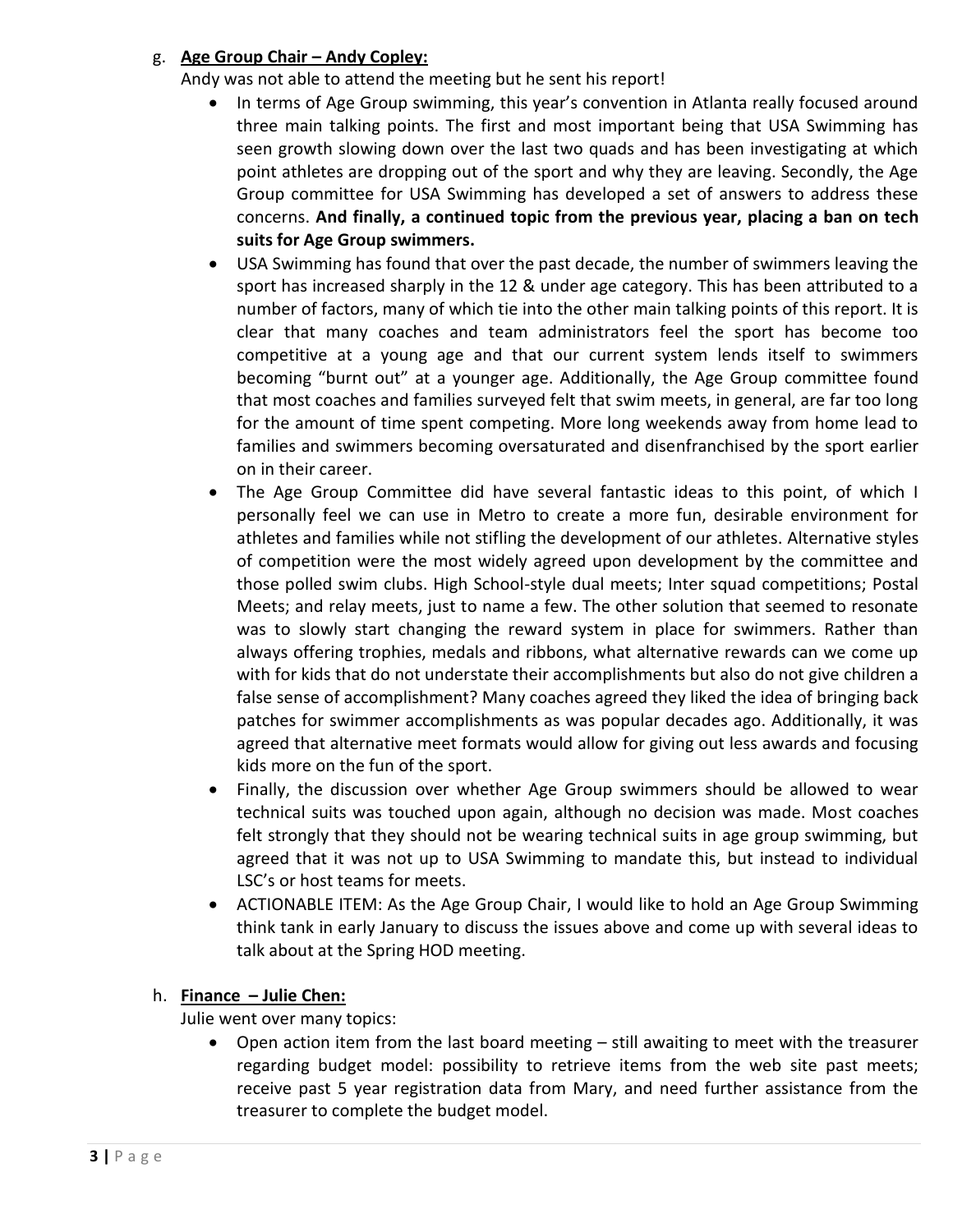g. **Age Group Chair – Andy Copley:**

Andy was not able to attend the meeting but he sent his report!

- In terms of Age Group swimming, this year's convention in Atlanta really focused around three main talking points. The first and most important being that USA Swimming has seen growth slowing down over the last two quads and has been investigating at which point athletes are dropping out of the sport and why they are leaving. Secondly, the Age Group committee for USA Swimming has developed a set of answers to address these concerns. **And finally, a continued topic from the previous year, placing a ban on tech suits for Age Group swimmers.**
- USA Swimming has found that over the past decade, the number of swimmers leaving the sport has increased sharply in the 12 & under age category. This has been attributed to a number of factors, many of which tie into the other main talking points of this report. It is clear that many coaches and team administrators feel the sport has become too competitive at a young age and that our current system lends itself to swimmers becoming "burnt out" at a younger age. Additionally, the Age Group committee found that most coaches and families surveyed felt that swim meets, in general, are far too long for the amount of time spent competing. More long weekends away from home lead to families and swimmers becoming oversaturated and disenfranchised by the sport earlier on in their career.
- The Age Group Committee did have several fantastic ideas to this point, of which I personally feel we can use in Metro to create a more fun, desirable environment for athletes and families while not stifling the development of our athletes. Alternative styles of competition were the most widely agreed upon development by the committee and those polled swim clubs. High School-style dual meets; Inter squad competitions; Postal Meets; and relay meets, just to name a few. The other solution that seemed to resonate was to slowly start changing the reward system in place for swimmers. Rather than always offering trophies, medals and ribbons, what alternative rewards can we come up with for kids that do not understate their accomplishments but also do not give children a false sense of accomplishment? Many coaches agreed they liked the idea of bringing back patches for swimmer accomplishments as was popular decades ago. Additionally, it was agreed that alternative meet formats would allow for giving out less awards and focusing kids more on the fun of the sport.
- Finally, the discussion over whether Age Group swimmers should be allowed to wear technical suits was touched upon again, although no decision was made. Most coaches felt strongly that they should not be wearing technical suits in age group swimming, but agreed that it was not up to USA Swimming to mandate this, but instead to individual LSC's or host teams for meets.
- ACTIONABLE ITEM: As the Age Group Chair, I would like to hold an Age Group Swimming think tank in early January to discuss the issues above and come up with several ideas to talk about at the Spring HOD meeting.

h. **Finance – Julie Chen:**

Julie went over many topics:

- Open action item from the last board meeting – still awaiting to meet with the treasurer regarding budget model: possibility to retrieve items from the web site past meets; receive past 5 year registration data from Mary, and need further assistance from the treasurer to complete the budget model.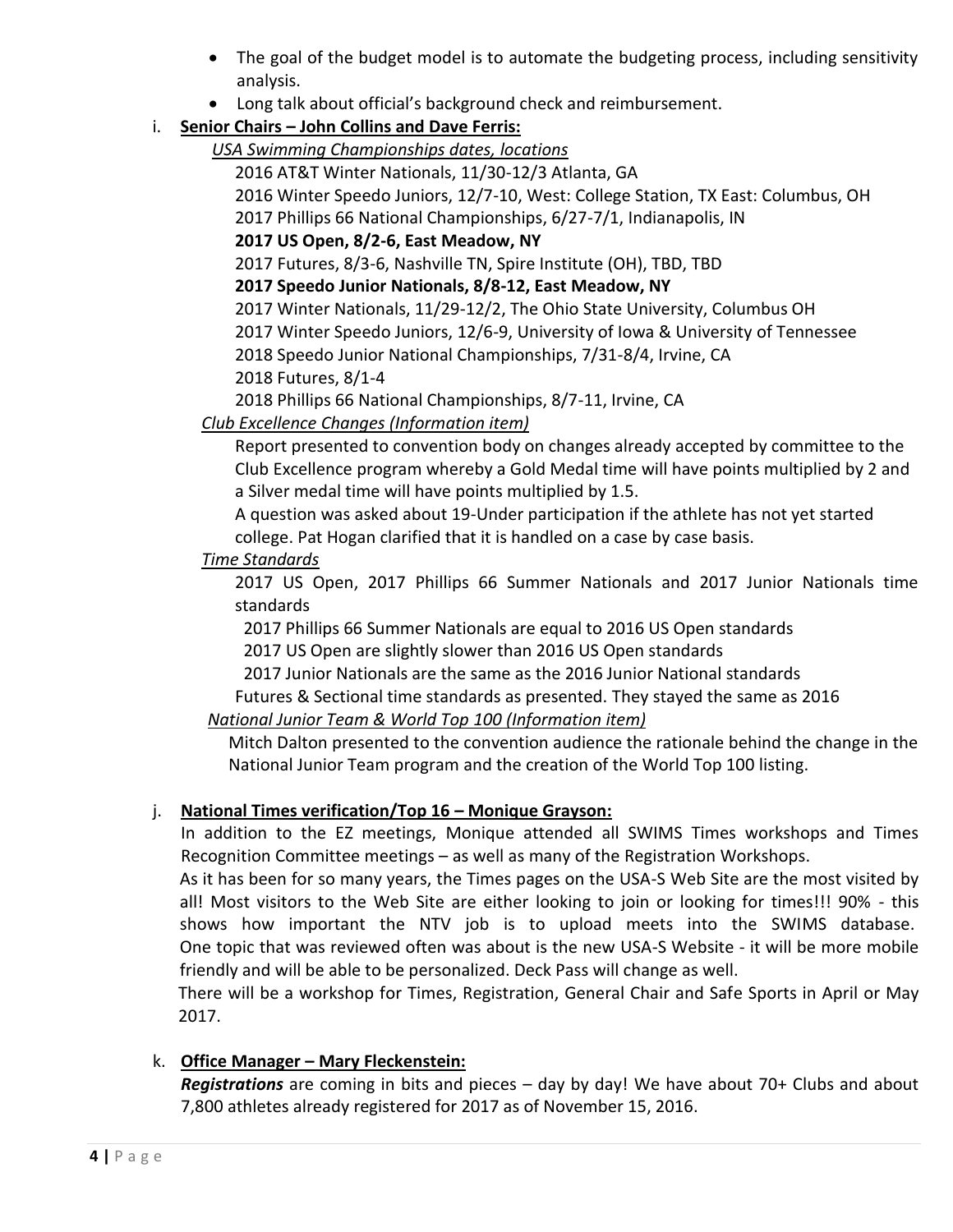- The goal of the budget model is to automate the budgeting process, including sensitivity analysis.
- Long talk about official's background check and reimbursement.

i. **Senior Chairs – John Collins and Dave Ferris:**

*USA Swimming Championships dates, locations*

2016 AT&T Winter Nationals, 11/30-12/3 Atlanta, GA
2016 Winter Speedo Juniors, 12/7-10, West: College Station, TX East: Columbus, OH
2017 Phillips 66 National Championships, 6/27-7/1, Indianapolis, IN
**2017 US Open, 8/2-6, East Meadow, NY**
2017 Futures, 8/3-6, Nashville TN, Spire Institute (OH), TBD, TBD
**2017 Speedo Junior Nationals, 8/8-12, East Meadow, NY**
2017 Winter Nationals, 11/29-12/2, The Ohio State University, Columbus OH
2017 Winter Speedo Juniors, 12/6-9, University of Iowa & University of Tennessee
2018 Speedo Junior National Championships, 7/31-8/4, Irvine, CA
2018 Futures, 8/1-4
2018 Phillips 66 National Championships, 8/7-11, Irvine, CA

*Club Excellence Changes (Information item)*

Report presented to convention body on changes already accepted by committee to the Club Excellence program whereby a Gold Medal time will have points multiplied by 2 and a Silver medal time will have points multiplied by 1.5.
A question was asked about 19-Under participation if the athlete has not yet started college. Pat Hogan clarified that it is handled on a case by case basis.

*Time Standards*

2017 US Open, 2017 Phillips 66 Summer Nationals and 2017 Junior Nationals time standards

2017 Phillips 66 Summer Nationals are equal to 2016 US Open standards
2017 US Open are slightly slower than 2016 US Open standards
2017 Junior Nationals are the same as the 2016 Junior National standards

Futures & Sectional time standards as presented. They stayed the same as 2016

*National Junior Team & World Top 100 (Information item)*

Mitch Dalton presented to the convention audience the rationale behind the change in the National Junior Team program and the creation of the World Top 100 listing.

j. **National Times verification/Top 16 – Monique Grayson:**

In addition to the EZ meetings, Monique attended all SWIMS Times workshops and Times Recognition Committee meetings – as well as many of the Registration Workshops.
As it has been for so many years, the Times pages on the USA-S Web Site are the most visited by all! Most visitors to the Web Site are either looking to join or looking for times!!! 90% - this shows how important the NTV job is to upload meets into the SWIMS database. One topic that was reviewed often was about is the new USA-S Website - it will be more mobile friendly and will be able to be personalized. Deck Pass will change as well.
There will be a workshop for Times, Registration, General Chair and Safe Sports in April or May 2017.

k. **Office Manager – Mary Fleckenstein:**

***Registrations*** are coming in bits and pieces – day by day! We have about 70+ Clubs and about 7,800 athletes already registered for 2017 as of November 15, 2016.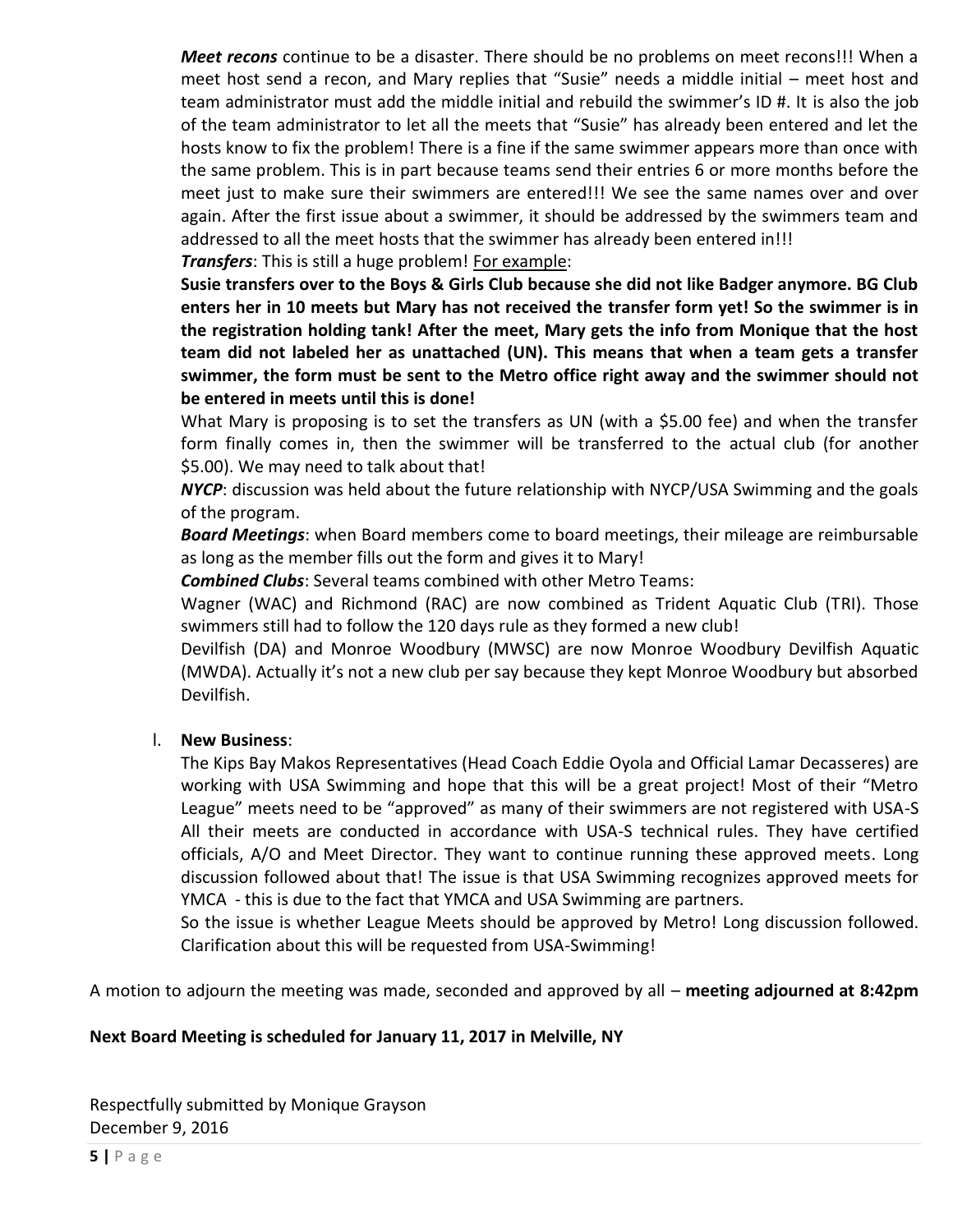***Meet recons*** continue to be a disaster. There should be no problems on meet recons!!! When a meet host send a recon, and Mary replies that "Susie" needs a middle initial – meet host and team administrator must add the middle initial and rebuild the swimmer's ID #. It is also the job of the team administrator to let all the meets that "Susie" has already been entered and let the hosts know to fix the problem! There is a fine if the same swimmer appears more than once with the same problem. This is in part because teams send their entries 6 or more months before the meet just to make sure their swimmers are entered!!! We see the same names over and over again. After the first issue about a swimmer, it should be addressed by the swimmers team and addressed to all the meet hosts that the swimmer has already been entered in!!!

***Transfers***: This is still a huge problem! For example:

**Susie transfers over to the Boys & Girls Club because she did not like Badger anymore. BG Club enters her in 10 meets but Mary has not received the transfer form yet! So the swimmer is in the registration holding tank! After the meet, Mary gets the info from Monique that the host team did not labeled her as unattached (UN). This means that when a team gets a transfer swimmer, the form must be sent to the Metro office right away and the swimmer should not be entered in meets until this is done!**

What Mary is proposing is to set the transfers as UN (with a $5.00 fee) and when the transfer form finally comes in, then the swimmer will be transferred to the actual club (for another $5.00). We may need to talk about that!

***NYCP***: discussion was held about the future relationship with NYCP/USA Swimming and the goals of the program.

***Board Meetings***: when Board members come to board meetings, their mileage are reimbursable as long as the member fills out the form and gives it to Mary!

***Combined Clubs***: Several teams combined with other Metro Teams:

Wagner (WAC) and Richmond (RAC) are now combined as Trident Aquatic Club (TRI). Those swimmers still had to follow the 120 days rule as they formed a new club!

Devilfish (DA) and Monroe Woodbury (MWSC) are now Monroe Woodbury Devilfish Aquatic (MWDA). Actually it's not a new club per say because they kept Monroe Woodbury but absorbed Devilfish.

I. **New Business**:

The Kips Bay Makos Representatives (Head Coach Eddie Oyola and Official Lamar Decasseres) are working with USA Swimming and hope that this will be a great project! Most of their "Metro League" meets need to be "approved" as many of their swimmers are not registered with USA-S All their meets are conducted in accordance with USA-S technical rules. They have certified officials, A/O and Meet Director. They want to continue running these approved meets. Long discussion followed about that! The issue is that USA Swimming recognizes approved meets for YMCA - this is due to the fact that YMCA and USA Swimming are partners.

So the issue is whether League Meets should be approved by Metro! Long discussion followed. Clarification about this will be requested from USA-Swimming!

A motion to adjourn the meeting was made, seconded and approved by all – **meeting adjourned at 8:42pm**

**Next Board Meeting is scheduled for January 11, 2017 in Melville, NY**

Respectfully submitted by Monique Grayson
December 9, 2016